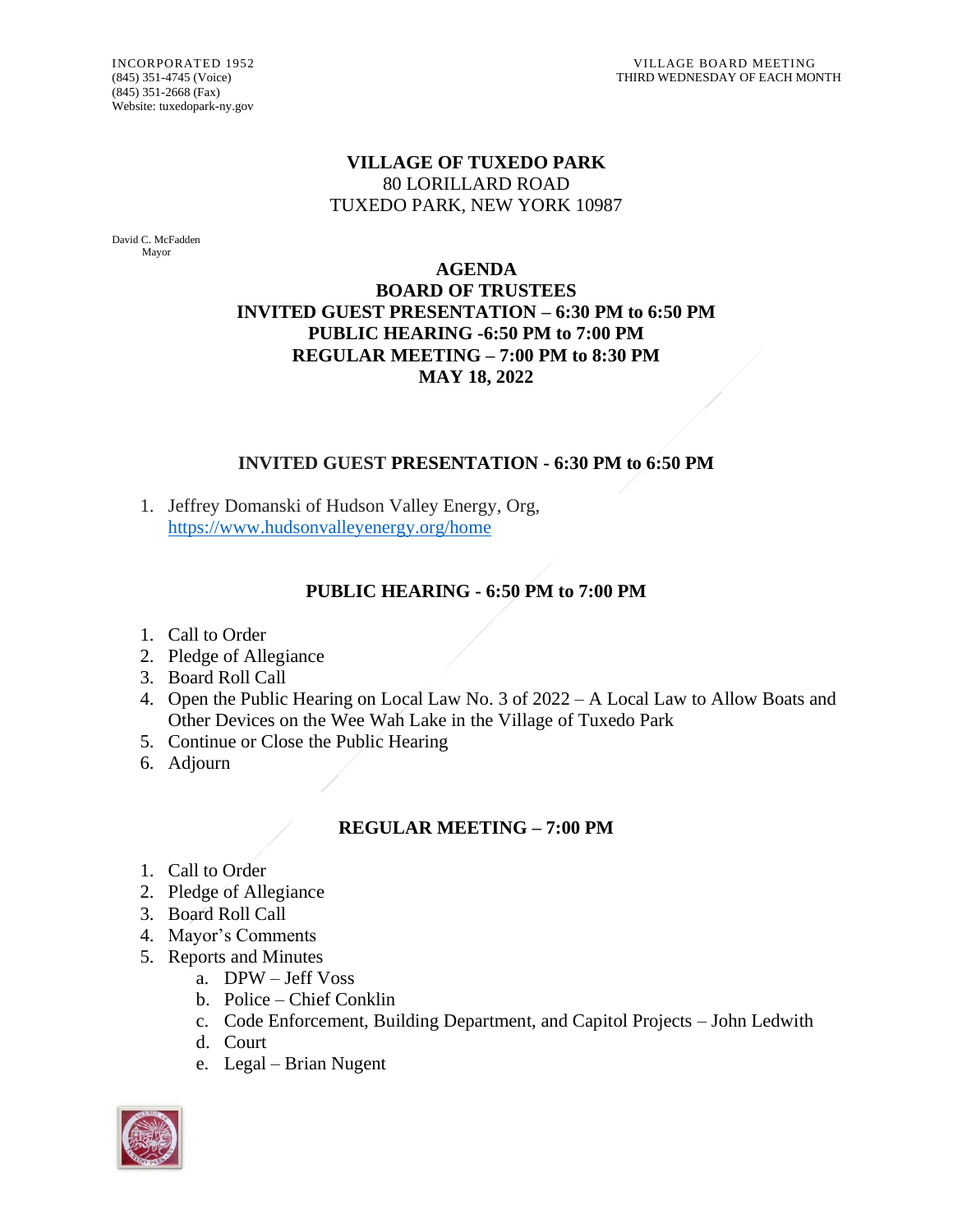INCORPORATED 1952
(845) 351-4745 (Voice)
(845) 351-2668 (Fax)
Website: tuxedopark-ny.gov

VILLAGE BOARD MEETING
THIRD WEDNESDAY OF EACH MONTH

# VILLAGE OF TUXEDO PARK

80 LORILLARD ROAD
TUXEDO PARK, NEW YORK 10987

David C. McFadden
Mayor

## AGENDA
## BOARD OF TRUSTEES
## INVITED GUEST PRESENTATION – 6:30 PM to 6:50 PM
## PUBLIC HEARING -6:50 PM to 7:00 PM
## REGULAR MEETING – 7:00 PM to 8:30 PM
## MAY 18, 2022

### INVITED GUEST PRESENTATION - 6:30 PM to 6:50 PM

1. Jeffrey Domanski of Hudson Valley Energy, Org, https://www.hudsonvalleyenergy.org/home

### PUBLIC HEARING - 6:50 PM to 7:00 PM

1. Call to Order
2. Pledge of Allegiance
3. Board Roll Call
4. Open the Public Hearing on Local Law No. 3 of 2022 – A Local Law to Allow Boats and Other Devices on the Wee Wah Lake in the Village of Tuxedo Park
5. Continue or Close the Public Hearing
6. Adjourn

### REGULAR MEETING – 7:00 PM

1. Call to Order
2. Pledge of Allegiance
3. Board Roll Call
4. Mayor's Comments
5. Reports and Minutes
    a. DPW – Jeff Voss
    b. Police – Chief Conklin
    c. Code Enforcement, Building Department, and Capitol Projects – John Ledwith
    d. Court
    e. Legal – Brian Nugent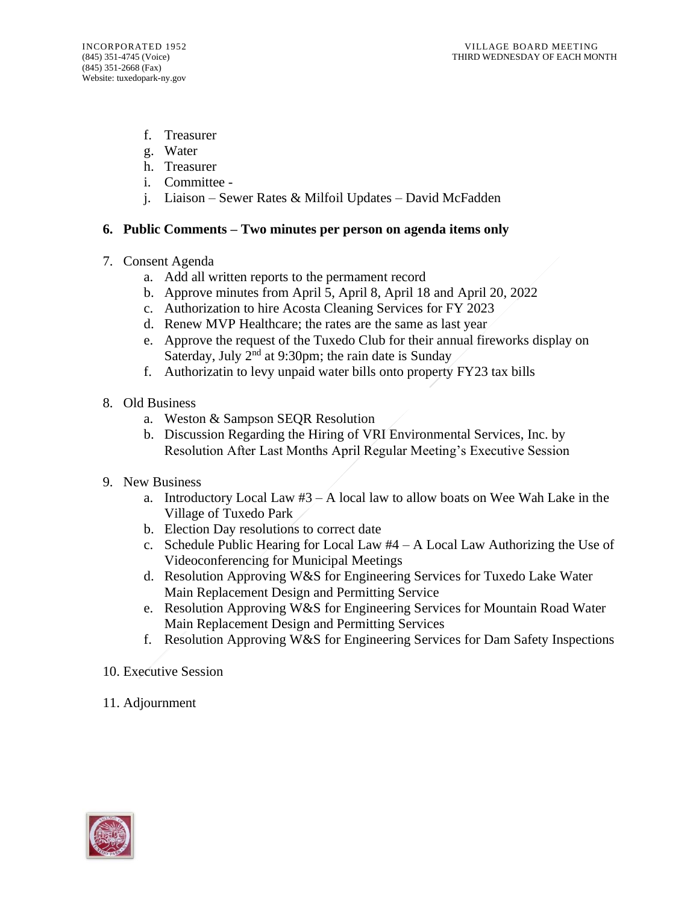f. Treasurer
g. Water
h. Treasurer
i. Committee -
j. Liaison – Sewer Rates & Milfoil Updates – David McFadden

6. **Public Comments – Two minutes per person on agenda items only**

7. Consent Agenda
   a. Add all written reports to the permament record
   b. Approve minutes from April 5, April 8, April 18 and April 20, 2022
   c. Authorization to hire Acosta Cleaning Services for FY 2023
   d. Renew MVP Healthcare; the rates are the same as last year
   e. Approve the request of the Tuxedo Club for their annual fireworks display on Saterday, July 2nd at 9:30pm; the rain date is Sunday
   f. Authorizatin to levy unpaid water bills onto property FY23 tax bills

8. Old Business
   a. Weston & Sampson SEQR Resolution
   b. Discussion Regarding the Hiring of VRI Environmental Services, Inc. by Resolution After Last Months April Regular Meeting's Executive Session

9. New Business
   a. Introductory Local Law #3 – A local law to allow boats on Wee Wah Lake in the Village of Tuxedo Park
   b. Election Day resolutions to correct date
   c. Schedule Public Hearing for Local Law #4 – A Local Law Authorizing the Use of Videoconferencing for Municipal Meetings
   d. Resolution Approving W&S for Engineering Services for Tuxedo Lake Water Main Replacement Design and Permitting Service
   e. Resolution Approving W&S for Engineering Services for Mountain Road Water Main Replacement Design and Permitting Services
   f. Resolution Approving W&S for Engineering Services for Dam Safety Inspections

10. Executive Session

11. Adjournment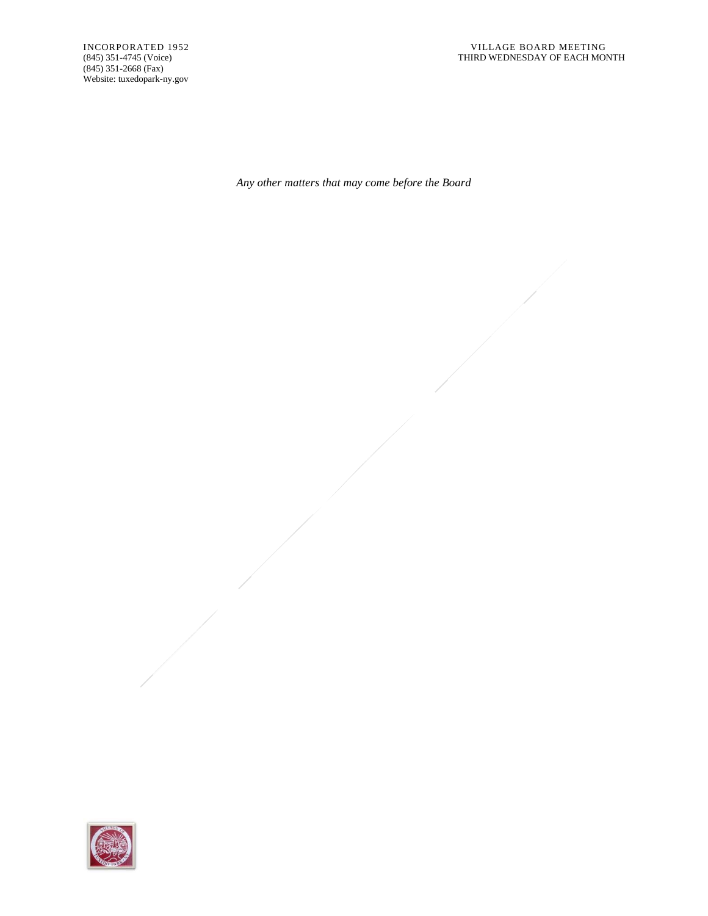*Any other matters that may come before the Board*